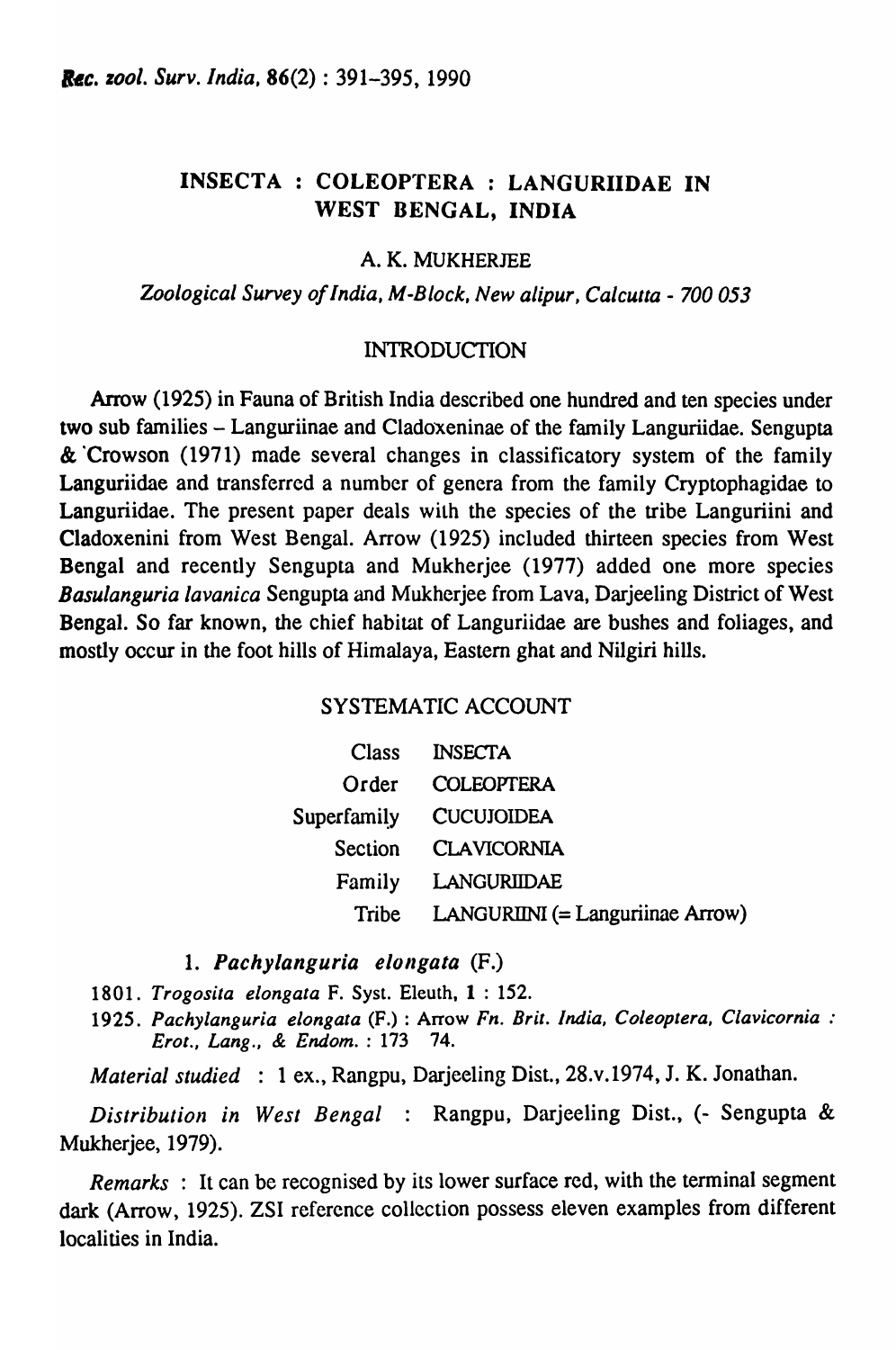# INSECTA : COLEOPTERA : LANGURIIDAE IN WEST BENGAL, INDIA

A. K. MUKHERJEE

*Zoological Survey of India, M-Block, New alipur, Calcutta - 700 053*

## INTRODUCTION

Arrow (1925) in Fauna of British India described one hundred and ten species under two sub families – Languriinae and Cladoxeninae of the family Languriidae. Sengupta & Crowson (1971) made several changes in classificatory system of the family Languriidae and transferred a number of genera from the family Cryptophagidae to Languriidae. The present paper deals with the species of the tribe Languriini and Cladoxenini from West Bengal. Arrow (1925) included thirteen species from West Bengal and recently Sengupta and Mukherjee (1977) added one more species *Basulanguria lavanica* Sengupta and Mukherjee from Lava, Darjeeling District of West Bengal. So far known, the chief habitat of Languriidae are bushes and foliages, and mostly occur in the foot hills of Himalaya, Eastern ghat and Nilgiri hills.

## SYSTEMATIC ACCOUNT

| | |
|---|---|
| Class | INSECTA |
| Order | COLEOPTERA |
| Superfamily | CUCUJOIDEA |
| Section | CLAVICORNIA |
| Family | LANGURIIDAE |
| Tribe | LANGURIINI (= Languriinae Arrow) |

### 1. *Pachylanguria elongata* (F.)

1801. *Trogosita elongata* F. Syst. Eleuth, **1** : 152.

1925. *Pachylanguria elongata* (F.) : Arrow *Fn. Brit. India, Coleoptera, Clavicornia : Erot., Lang., & Endom.* : 173 74.

*Material studied* : 1 ex., Rangpu, Darjeeling Dist., 28.v.1974, J. K. Jonathan.

*Distribution in West Bengal* : Rangpu, Darjeeling Dist., (- Sengupta & Mukherjee, 1979).

*Remarks* : It can be recognised by its lower surface red, with the terminal segment dark (Arrow, 1925). ZSI reference collection possess eleven examples from different localities in India.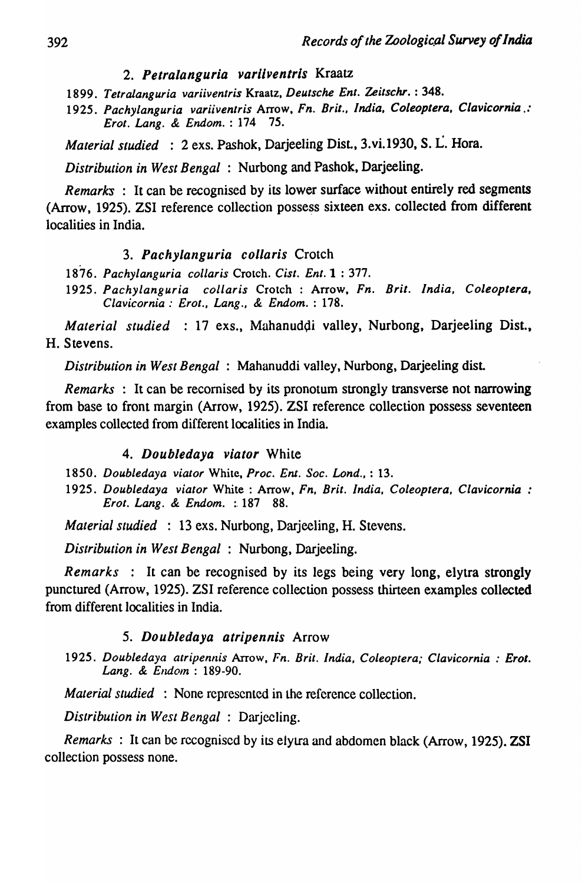### 2. *Petralanguria variiventris* Kraatz

1899. *Tetralanguria variiventris* Kraatz, *Deutsche Ent. Zeitschr.* : 348.

1925. *Pachylanguria variiventris* Arrow, *Fn. Brit., India, Coleoptera, Clavicornia.: Erot. Lang. & Endom.* : 174 75.

*Material studied* : 2 exs. Pashok, Darjeeling Dist., 3.vi.1930, S. L. Hora.

*Distribution in West Bengal* : Nurbong and Pashok, Darjeeling.

*Remarks* : It can be recognised by its lower surface without entirely red segments (Arrow, 1925). ZSI reference collection possess sixteen exs. collected from different localities in India.

### 3. *Pachylanguria collaris* Crotch

1876. *Pachylanguria collaris* Crotch. *Cist. Ent.* 1 : 377.

1925. *Pachylanguria collaris* Crotch : Arrow, *Fn. Brit. India, Coleoptera, Clavicornia : Erot., Lang., & Endom.* : 178.

*Material studied* : 17 exs., Mahanuddi valley, Nurbong, Darjeeling Dist., H. Stevens.

*Distribution in West Bengal* : Mahanuddi valley, Nurbong, Darjeeling dist.

*Remarks* : It can be recornised by its pronotum strongly transverse not narrowing from base to front margin (Arrow, 1925). ZSI reference collection possess seventeen examples collected from different localities in India.

### 4. *Doubledaya viator* White

1850. *Doubledaya viator* White, *Proc. Ent. Soc. Lond.,* : 13.

1925. *Doubledaya viator* White : Arrow, *Fn, Brit. India, Coleoptera, Clavicornia : Erot. Lang. & Endom.* : 187 88.

*Material studied* : 13 exs. Nurbong, Darjeeling, H. Stevens.

*Distribution in West Bengal* : Nurbong, Darjeeling.

*Remarks* : It can be recognised by its legs being very long, elytra strongly punctured (Arrow, 1925). ZSI reference collection possess thirteen examples collected from different localities in India.

### 5. *Doubledaya atripennis* Arrow

1925. *Doubledaya atripennis* Arrow, *Fn. Brit. India, Coleoptera; Clavicornia : Erot. Lang. & Endom* : 189-90.

*Material studied* : None represented in the reference collection.

*Distribution in West Bengal* : Darjeeling.

*Remarks* : It can be recognised by its elytra and abdomen black (Arrow, 1925). ZSI collection possess none.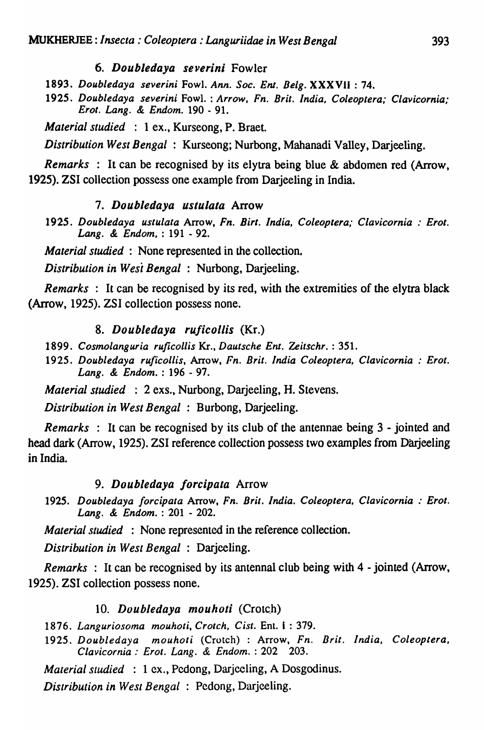### 6. *Doubledaya severini* Fowler

1893. *Doubledaya severini* Fowl. *Ann. Soc. Ent. Belg.* XXXVII : 74.

1925. *Doubledaya severini* Fowl. : *Arrow, Fn. Brit. India, Coleoptera; Clavicornia; Erot. Lang. & Endom.* 190 - 91.

*Material studied* : 1 ex., Kurseong, P. Braet.

*Distribution West Bengal* : Kurseong; Nurbong, Mahanadi Valley, Darjeeling.

*Remarks* : It can be recognised by its elytra being blue & abdomen red (Arrow, 1925). ZSI collection possess one example from Darjeeling in India.

### 7. *Doubledaya ustulata* Arrow

1925. *Doubledaya ustulata* Arrow, *Fn. Birt. India, Coleoptera; Clavicornia : Erot. Lang. & Endom,* : 191 - 92.

*Material studied* : None represented in the collection.

*Distribution in West Bengal* : Nurbong, Darjeeling.

*Remarks* : It can be recognised by its red, with the extremities of the elytra black (Arrow, 1925). ZSI collection possess none.

### 8. *Doubledaya ruficollis* (Kr.)

1899. *Cosmolanguria ruficollis* Kr., *Dautsche Ent. Zeitschr.* : 351.

1925. *Doubledaya ruficollis*, Arrow, *Fn. Brit. India Coleoptera, Clavicornia : Erot. Lang. & Endom.* : 196 - 97.

*Material studied* : 2 exs., Nurbong, Darjeeling, H. Stevens.

*Distribution in West Bengal* : Burbong, Darjeeling.

*Remarks* : It can be recognised by its club of the antennae being 3 - jointed and head dark (Arrow, 1925). ZSI reference collection possess two examples from Darjeeling in India.

### 9. *Doubledaya forcipata* Arrow

1925. *Doubledaya forcipata* Arrow, *Fn. Brit. India. Coleoptera, Clavicornia : Erot. Lang. & Endom.* : 201 - 202.

*Material studied* : None represented in the reference collection.

*Distribution in West Bengal* : Darjeeling.

*Remarks* : It can be recognised by its antennal club being with 4 - jointed (Arrow, 1925). ZSI collection possess none.

### 10. *Doubledaya mouhoti* (Crotch)

1876. *Languriosoma mouhoti*, *Crotch, Cist.* Ent. I : 379.

1925. *Doubledaya mouhoti* (Crotch) : Arrow, *Fn. Brit. India, Coleoptera, Clavicornia : Erot. Lang. & Endom.* : 202 203.

*Material studied* : 1 ex., Pedong, Darjeeling, A Dosgodinus.

*Distribution in West Bengal* : Pedong, Darjeeling.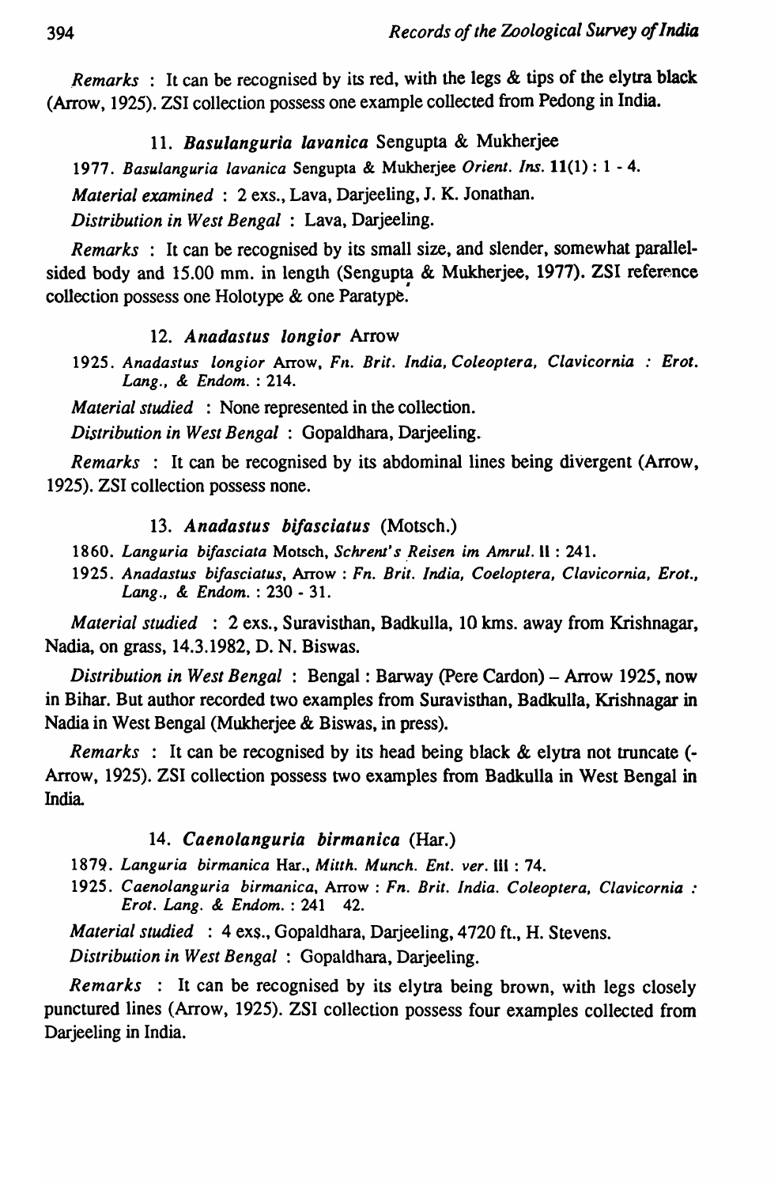*Remarks* : It can be recognised by its red, with the legs & tips of the elytra black (Arrow, 1925). ZSI collection possess one example collected from Pedong in India.

### 11. *Basulanguria lavanica* Sengupta & Mukherjee

1977. *Basulanguria lavanica* Sengupta & Mukherjee *Orient. Ins.* **11**(1) : 1 - 4.

*Material examined* : 2 exs., Lava, Darjeeling, J. K. Jonathan.

*Distribution in West Bengal* : Lava, Darjeeling.

*Remarks* : It can be recognised by its small size, and slender, somewhat parallel-sided body and 15.00 mm. in length (Sengupta & Mukherjee, 1977). ZSI reference collection possess one Holotype & one Paratype.

### 12. *Anadastus longior* Arrow

1925. *Anadastus longior* Arrow, *Fn. Brit. India, Coleoptera, Clavicornia : Erot. Lang., & Endom.* : 214.

*Material studied* : None represented in the collection.

*Distribution in West Bengal* : Gopaldhara, Darjeeling.

*Remarks* : It can be recognised by its abdominal lines being divergent (Arrow, 1925). ZSI collection possess none.

### 13. *Anadastus bifasciatus* (Motsch.)

1860. *Languria bifasciata* Motsch, *Schrent's Reisen im Amrul.* **II** : 241.

1925. *Anadastus bifasciatus*, Arrow : *Fn. Brit. India, Coeloptera, Clavicornia, Erot., Lang., & Endom.* : 230 - 31.

*Material studied* : 2 exs., Suravisthan, Badkulla, 10 kms. away from Krishnagar, Nadia, on grass, 14.3.1982, D. N. Biswas.

*Distribution in West Bengal* : Bengal : Barway (Pere Cardon) – Arrow 1925, now in Bihar. But author recorded two examples from Suravisthan, Badkulla, Krishnagar in Nadia in West Bengal (Mukherjee & Biswas, in press).

*Remarks* : It can be recognised by its head being black & elytra not truncate (-Arrow, 1925). ZSI collection possess two examples from Badkulla in West Bengal in India.

### 14. *Caenolanguria birmanica* (Har.)

1879. *Languria birmanica* Har., *Mitth. Munch. Ent. ver.* **III** : 74.

1925. *Caenolanguria birmanica*, Arrow : *Fn. Brit. India. Coleoptera, Clavicornia : Erot. Lang. & Endom.* : 241 42.

*Material studied* : 4 exs., Gopaldhara, Darjeeling, 4720 ft., H. Stevens.

*Distribution in West Bengal* : Gopaldhara, Darjeeling.

*Remarks* : It can be recognised by its elytra being brown, with legs closely punctured lines (Arrow, 1925). ZSI collection possess four examples collected from Darjeeling in India.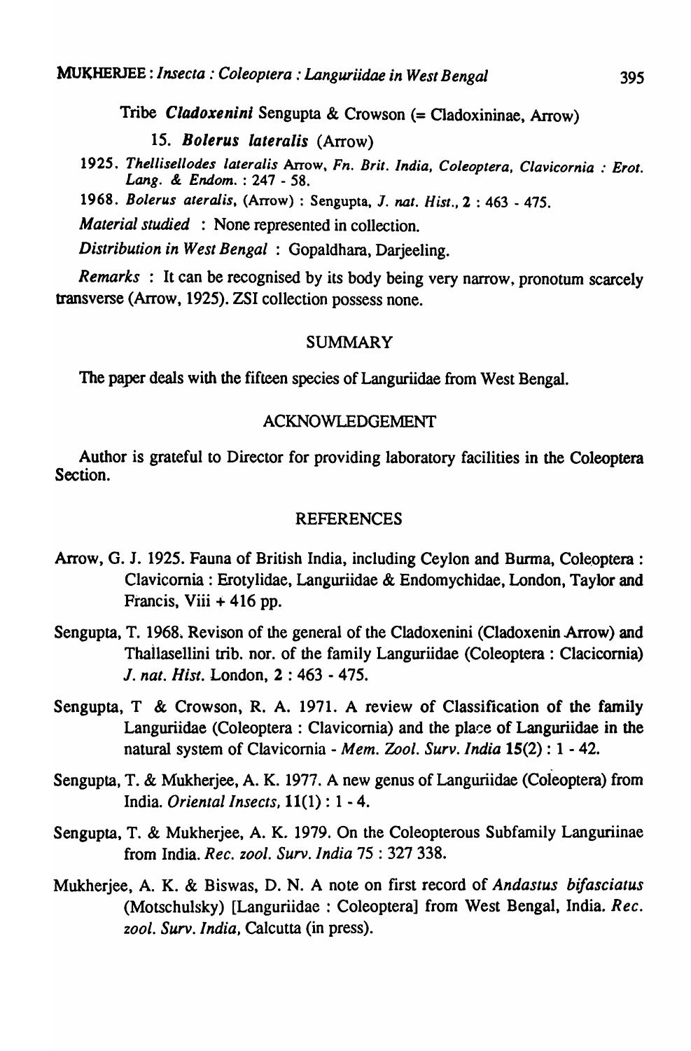Tribe ***Cladoxenini*** Sengupta & Crowson (= Cladoxininae, Arrow)

**15. *Bolerus lateralis*** (Arrow)

1925. *Thellisellodes lateralis* Arrow, *Fn. Brit. India, Coleoptera, Clavicornia : Erot. Lang. & Endom.* : 247 - 58.

1968. *Bolerus ateralis*, (Arrow) : Sengupta, *J. nat. Hist.*, **2** : 463 - 475.

*Material studied* : None represented in collection.

*Distribution in West Bengal* : Gopaldhara, Darjeeling.

*Remarks* : It can be recognised by its body being very narrow, pronotum scarcely transverse (Arrow, 1925). ZSI collection possess none.

## SUMMARY

The paper deals with the fifteen species of Languriidae from West Bengal.

## ACKNOWLEDGEMENT

Author is grateful to Director for providing laboratory facilities in the Coleoptera Section.

## REFERENCES

Arrow, G. J. 1925. Fauna of British India, including Ceylon and Burma, Coleoptera : Clavicornia : Erotylidae, Languriidae & Endomychidae, London, Taylor and Francis, Viii + 416 pp.

Sengupta, T. 1968. Revison of the general of the Cladoxenini (Cladoxenin Arrow) and Thallasellini trib. nor. of the family Languriidae (Coleoptera : Clacicornia) *J. nat. Hist.* London, **2** : 463 - 475.

Sengupta, T & Crowson, R. A. 1971. A review of Classification of the family Languriidae (Coleoptera : Clavicornia) and the place of Languriidae in the natural system of Clavicornia - *Mem. Zool. Surv. India* **15(2)** : 1 - 42.

Sengupta, T. & Mukherjee, A. K. 1977. A new genus of Languriidae (Coleoptera) from India. *Oriental Insects*, **11(1)** : 1 - 4.

Sengupta, T. & Mukherjee, A. K. 1979. On the Coleopterous Subfamily Languriinae from India. *Rec. zool. Surv. India* 75 : 327 338.

Mukherjee, A. K. & Biswas, D. N. A note on first record of *Andastus bifasciatus* (Motschulsky) [Languriidae : Coleoptera] from West Bengal, India. *Rec. zool. Surv. India*, Calcutta (in press).